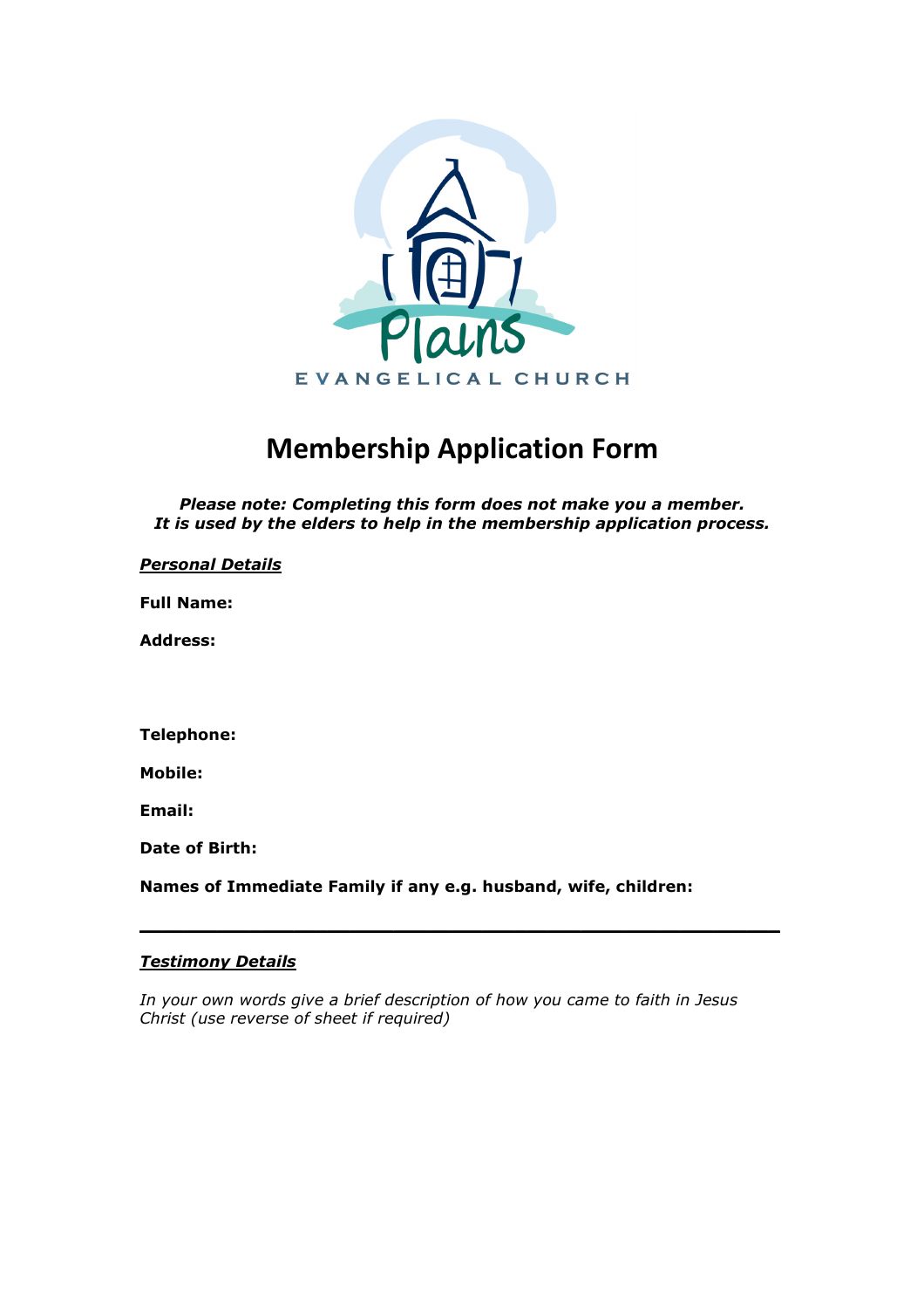Plains

EVANGELICAL CHURCH

# Membership Application Form

***Please note: Completing this form does not make you a member.***
***It is used by the elders to help in the membership application process.***

***Personal Details***

**Full Name:**

**Address:**

**Telephone:**

**Mobile:**

**Email:**

**Date of Birth:**

**Names of Immediate Family if any e.g. husband, wife, children:**

---

***Testimony Details***

*In your own words give a brief description of how you came to faith in Jesus Christ (use reverse of sheet if required)*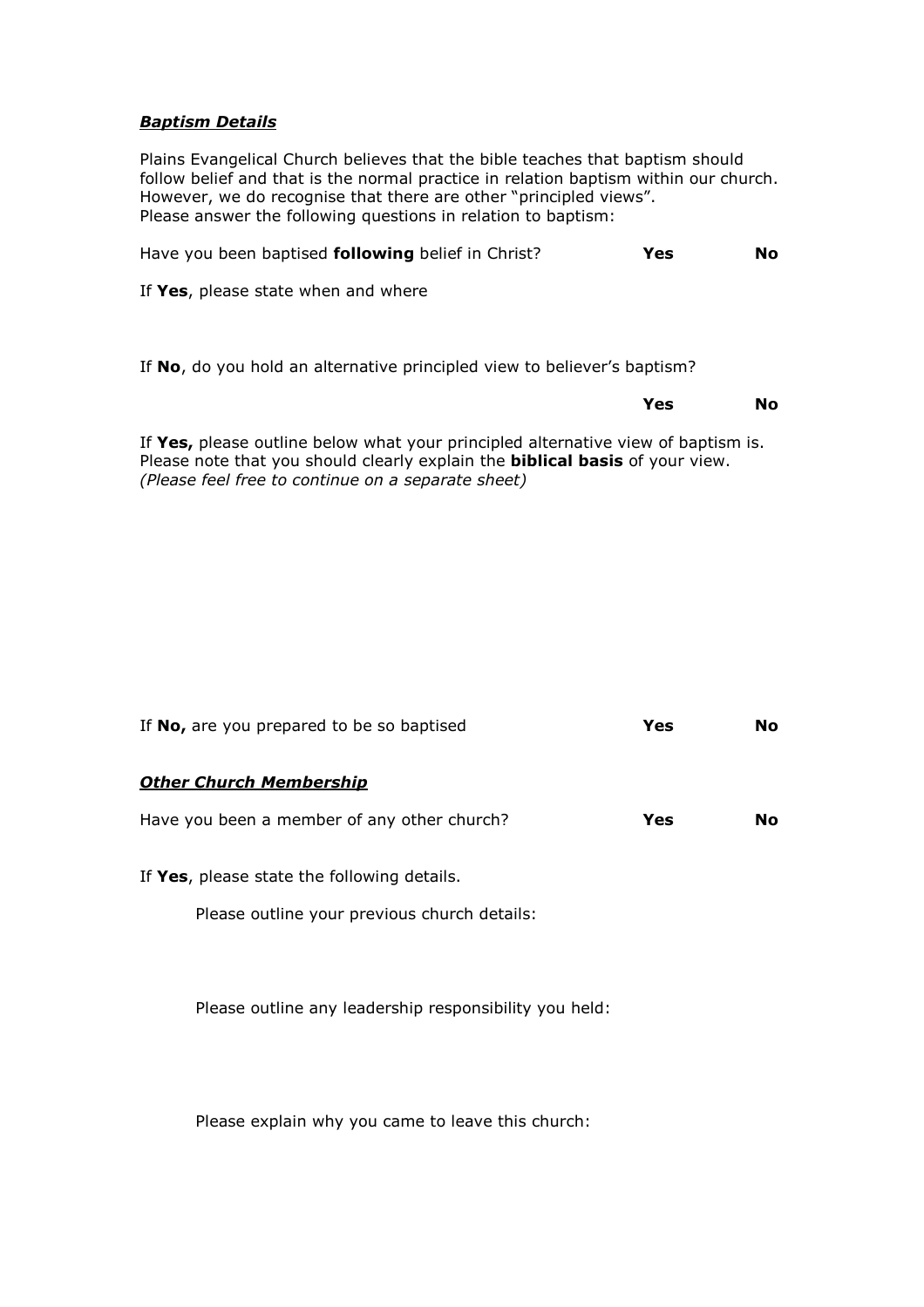***Baptism Details***

Plains Evangelical Church believes that the bible teaches that baptism should follow belief and that is the normal practice in relation baptism within our church. However, we do recognise that there are other "principled views".
Please answer the following questions in relation to baptism:

Have you been baptised **following** belief in Christ? **Yes** **No**

If **Yes**, please state when and where

If **No**, do you hold an alternative principled view to believer's baptism?

**Yes** **No**

If **Yes,** please outline below what your principled alternative view of baptism is. Please note that you should clearly explain the **biblical basis** of your view.
*(Please feel free to continue on a separate sheet)*

If **No,** are you prepared to be so baptised **Yes** **No**

***Other Church Membership***

Have you been a member of any other church? **Yes** **No**

If **Yes**, please state the following details.

Please outline your previous church details:

Please outline any leadership responsibility you held:

Please explain why you came to leave this church: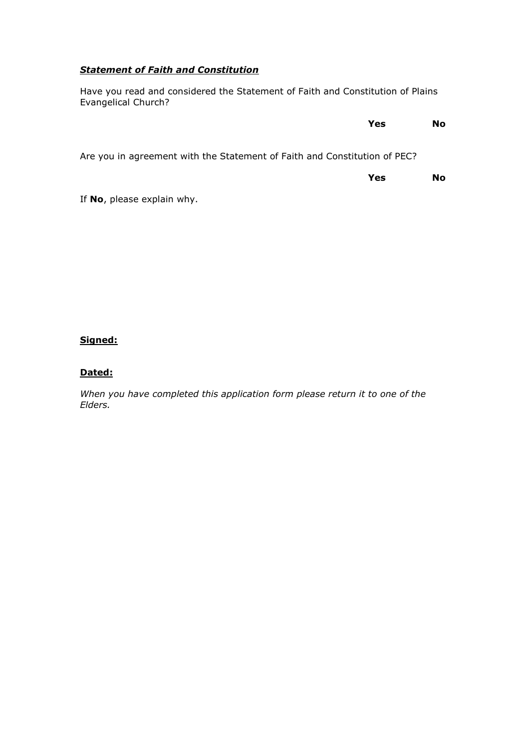***Statement of Faith and Constitution***

Have you read and considered the Statement of Faith and Constitution of Plains Evangelical Church?

**Yes** **No**

Are you in agreement with the Statement of Faith and Constitution of PEC?

**Yes** **No**

If **No**, please explain why.

**Signed:**

**Dated:**

*When you have completed this application form please return it to one of the Elders.*